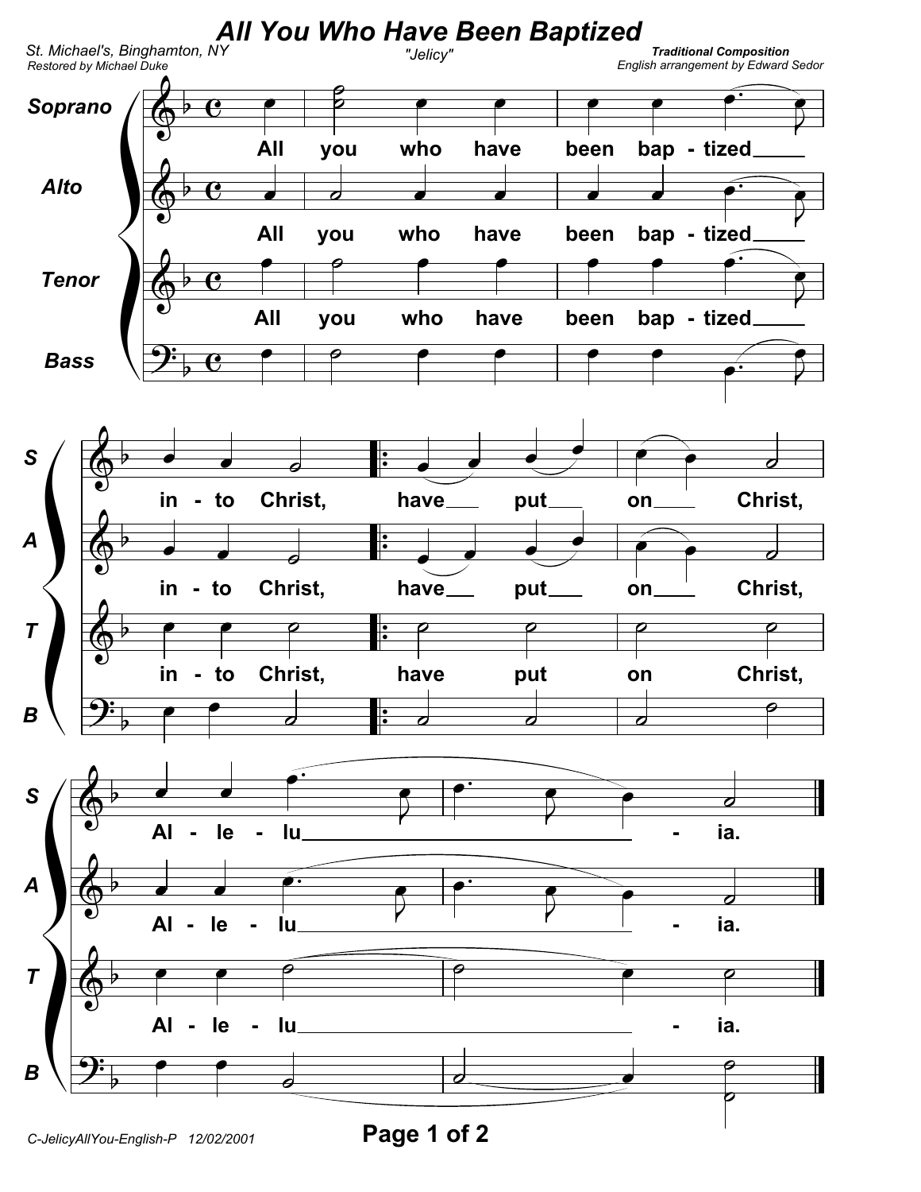# All You Who Have Been Baptized

St. Michael's, Binghamton, NY
Restored by Michael Duke

"Jelicy"

**Traditional Composition**
English arrangement by Edward Sedor

Soprano, Alto, Tenor, Bass

All you who have been bap - tized into Christ, have put on Christ, Al - le - lu - ia.

C-JelicyAllYou-English-P 12/02/2001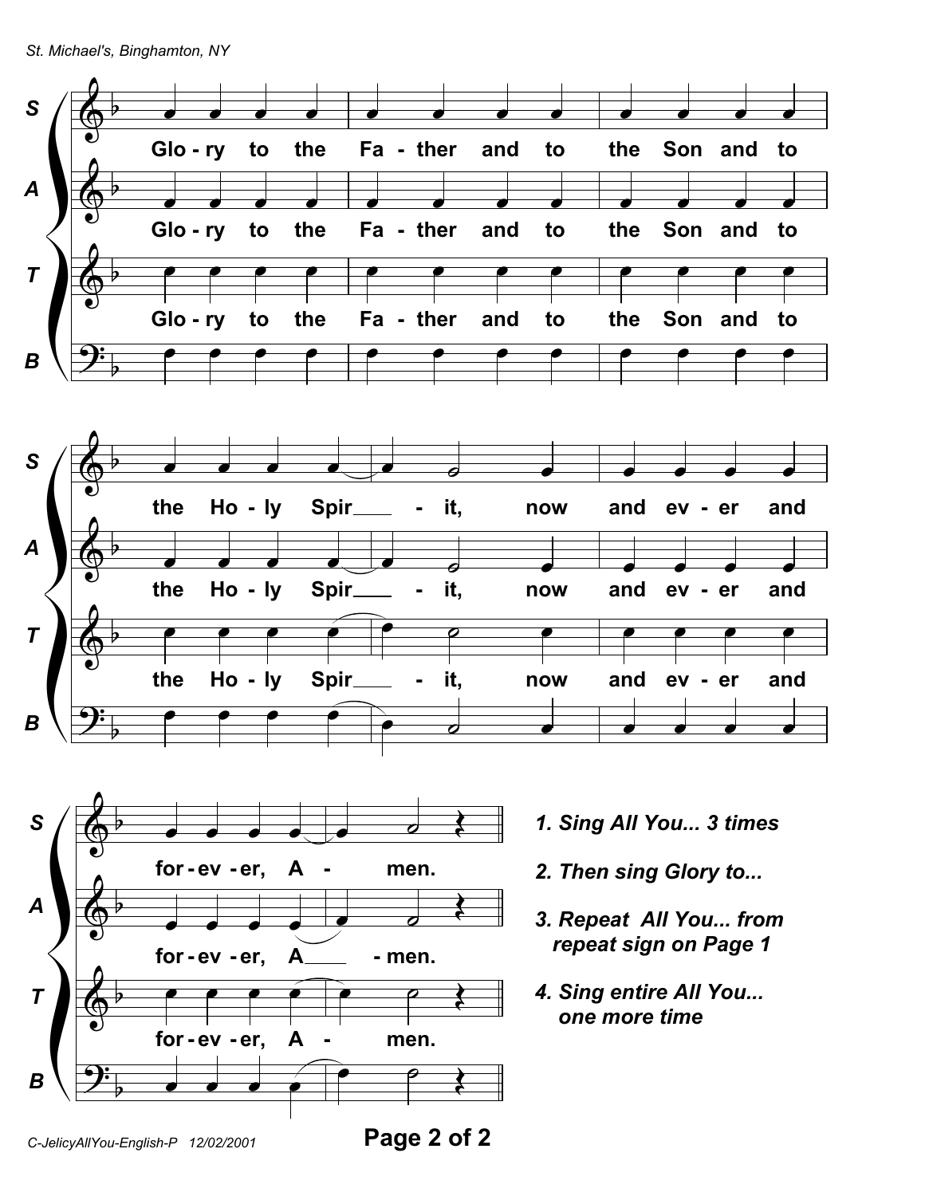Glo - ry to the Fa - ther and to the Son and to the Ho - ly Spir - it, now and ev - er and for - ev - er, A - men.

1. *Sing All You... 3 times*
2. *Then sing Glory to...*
3. *Repeat All You... from repeat sign on Page 1*
4. *Sing entire All You... one more time*